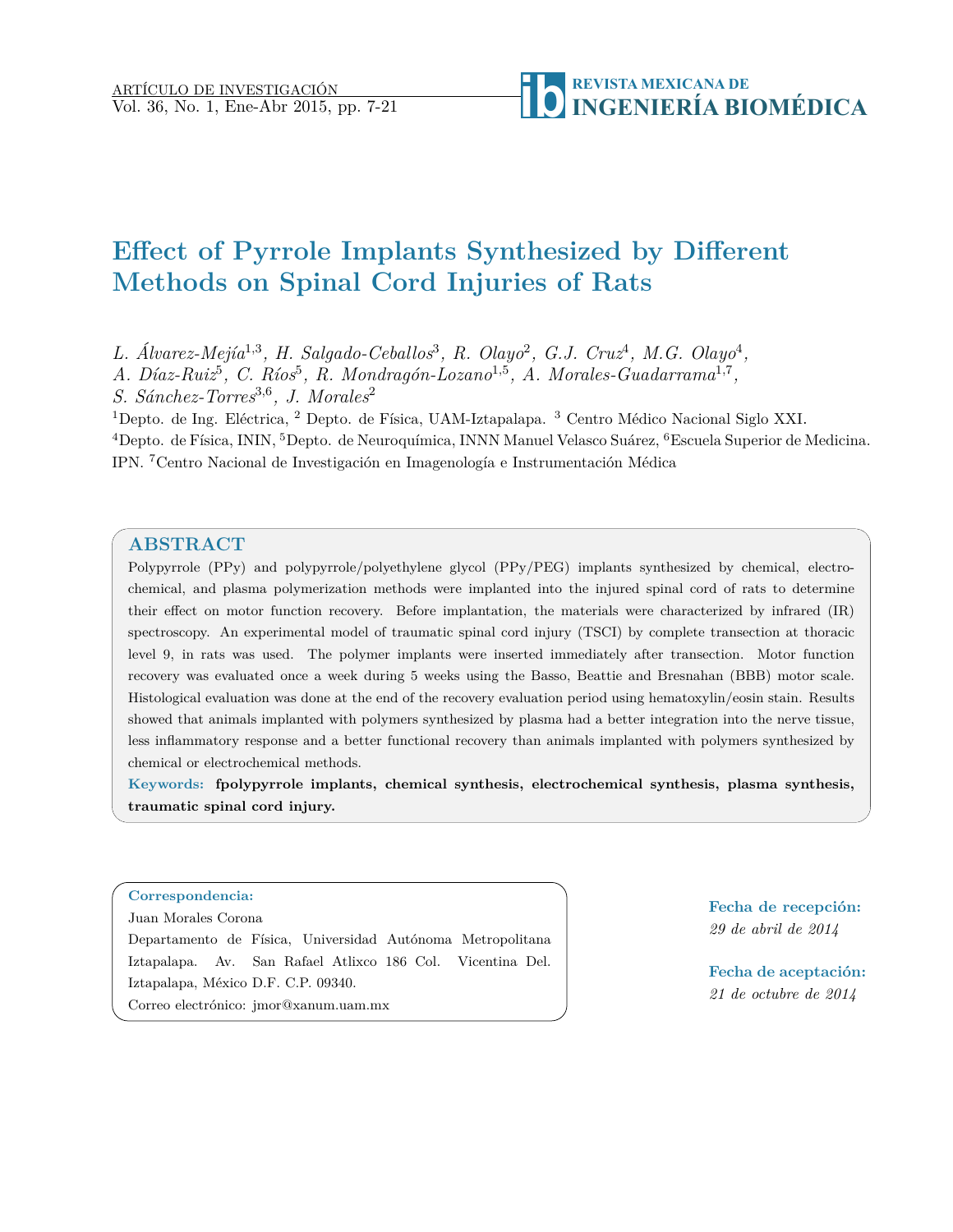ARTÍCULO DE INVESTIGACIÓN

# Effect of Pyrrole Implants Synthesized by Different Methods on Spinal Cord Injuries of Rats

*L. Álvarez-Mejía*[1,3], *H. Salgado-Ceballos*[3], *R. Olayo*[2], *G.J. Cruz*[4], *M.G. Olayo*[4], *A. Díaz-Ruiz*[5], *C. Ríos*[5], *R. Mondragón-Lozano*[1,5], *A. Morales-Guadarrama*[1,7], *S. Sánchez-Torres*[3,6], *J. Morales*[2]

[1]Depto. de Ing. Eléctrica, [2] Depto. de Física, UAM-Iztapalapa. [3] Centro Médico Nacional Siglo XXI. [4]Depto. de Física, ININ, [5]Depto. de Neuroquímica, INNN Manuel Velasco Suárez, [6]Escuela Superior de Medicina. IPN. [7]Centro Nacional de Investigación en Imagenología e Instrumentación Médica

## ABSTRACT

Polypyrrole (PPy) and polypyrrole/polyethylene glycol (PPy/PEG) implants synthesized by chemical, electrochemical, and plasma polymerization methods were implanted into the injured spinal cord of rats to determine their effect on motor function recovery. Before implantation, the materials were characterized by infrared (IR) spectroscopy. An experimental model of traumatic spinal cord injury (TSCI) by complete transection at thoracic level 9, in rats was used. The polymer implants were inserted immediately after transection. Motor function recovery was evaluated once a week during 5 weeks using the Basso, Beattie and Bresnahan (BBB) motor scale. Histological evaluation was done at the end of the recovery evaluation period using hematoxylin/eosin stain. Results showed that animals implanted with polymers synthesized by plasma had a better integration into the nerve tissue, less inflammatory response and a better functional recovery than animals implanted with polymers synthesized by chemical or electrochemical methods.

**Keywords:** **fpolypyrrole implants, chemical synthesis, electrochemical synthesis, plasma synthesis, traumatic spinal cord injury.**

**Correspondencia:**
Juan Morales Corona
Departamento de Física, Universidad Autónoma Metropolitana Iztapalapa. Av. San Rafael Atlixco 186 Col. Vicentina Del. Iztapalapa, México D.F. C.P. 09340.
Correo electrónico: jmor@xanum.uam.mx

**Fecha de recepción:**
*29 de abril de 2014*

**Fecha de aceptación:**
*21 de octubre de 2014*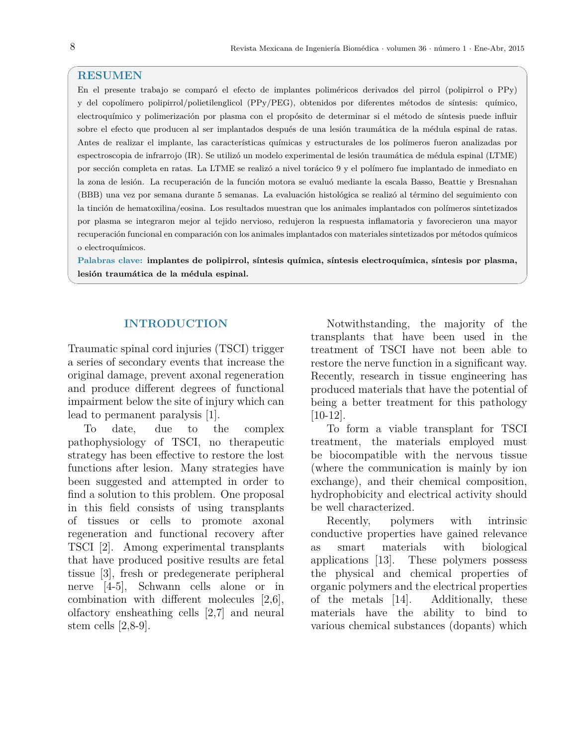## RESUMEN

En el presente trabajo se comparó el efecto de implantes poliméricos derivados del pirrol (polipirrol o PPy) y del copolímero polipirrol/polietilenglicol (PPy/PEG), obtenidos por diferentes métodos de síntesis: químico, electroquímico y polimerización por plasma con el propósito de determinar si el método de síntesis puede influir sobre el efecto que producen al ser implantados después de una lesión traumática de la médula espinal de ratas. Antes de realizar el implante, las características químicas y estructurales de los polímeros fueron analizadas por espectroscopia de infrarrojo (IR). Se utilizó un modelo experimental de lesión traumática de médula espinal (LTME) por sección completa en ratas. La LTME se realizó a nivel torácico 9 y el polímero fue implantado de inmediato en la zona de lesión. La recuperación de la función motora se evaluó mediante la escala Basso, Beattie y Bresnahan (BBB) una vez por semana durante 5 semanas. La evaluación histológica se realizó al término del seguimiento con la tinción de hematoxilina/eosina. Los resultados muestran que los animales implantados con polímeros sintetizados por plasma se integraron mejor al tejido nervioso, redujeron la respuesta inflamatoria y favorecieron una mayor recuperación funcional en comparación con los animales implantados con materiales sintetizados por métodos químicos o electroquímicos.

**Palabras clave: implantes de polipirrol, síntesis química, síntesis electroquímica, síntesis por plasma, lesión traumática de la médula espinal.**

## INTRODUCTION

Traumatic spinal cord injuries (TSCI) trigger a series of secondary events that increase the original damage, prevent axonal regeneration and produce different degrees of functional impairment below the site of injury which can lead to permanent paralysis [1].

To date, due to the complex pathophysiology of TSCI, no therapeutic strategy has been effective to restore the lost functions after lesion. Many strategies have been suggested and attempted in order to find a solution to this problem. One proposal in this field consists of using transplants of tissues or cells to promote axonal regeneration and functional recovery after TSCI [2]. Among experimental transplants that have produced positive results are fetal tissue [3], fresh or predegenerate peripheral nerve [4-5], Schwann cells alone or in combination with different molecules [2,6], olfactory ensheathing cells [2,7] and neural stem cells [2,8-9].

Notwithstanding, the majority of the transplants that have been used in the treatment of TSCI have not been able to restore the nerve function in a significant way. Recently, research in tissue engineering has produced materials that have the potential of being a better treatment for this pathology [10-12].

To form a viable transplant for TSCI treatment, the materials employed must be biocompatible with the nervous tissue (where the communication is mainly by ion exchange), and their chemical composition, hydrophobicity and electrical activity should be well characterized.

Recently, polymers with intrinsic conductive properties have gained relevance as smart materials with biological applications [13]. These polymers possess the physical and chemical properties of organic polymers and the electrical properties of the metals [14]. Additionally, these materials have the ability to bind to various chemical substances (dopants) which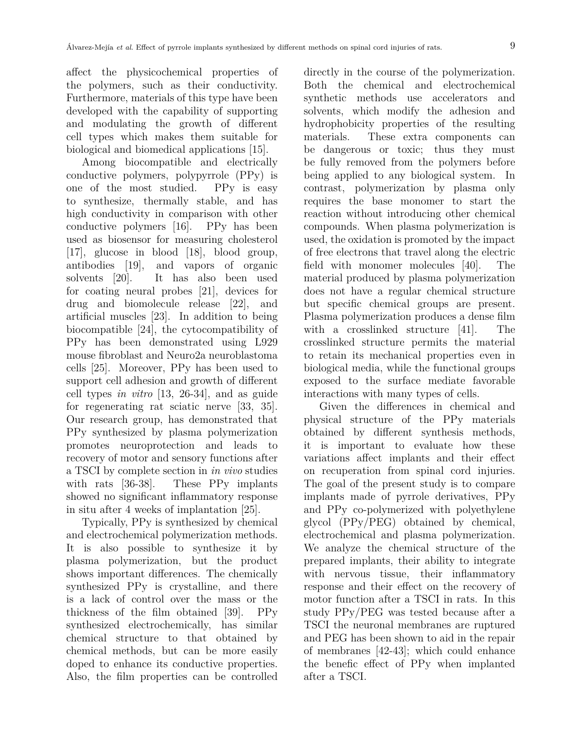affect the physicochemical properties of the polymers, such as their conductivity. Furthermore, materials of this type have been developed with the capability of supporting and modulating the growth of different cell types which makes them suitable for biological and biomedical applications [15].

Among biocompatible and electrically conductive polymers, polypyrrole (PPy) is one of the most studied. PPy is easy to synthesize, thermally stable, and has high conductivity in comparison with other conductive polymers [16]. PPy has been used as biosensor for measuring cholesterol [17], glucose in blood [18], blood group, antibodies [19], and vapors of organic solvents [20]. It has also been used for coating neural probes [21], devices for drug and biomolecule release [22], and artificial muscles [23]. In addition to being biocompatible [24], the cytocompatibility of PPy has been demonstrated using L929 mouse fibroblast and Neuro2a neuroblastoma cells [25]. Moreover, PPy has been used to support cell adhesion and growth of different cell types *in vitro* [13, 26-34], and as guide for regenerating rat sciatic nerve [33, 35]. Our research group, has demonstrated that PPy synthesized by plasma polymerization promotes neuroprotection and leads to recovery of motor and sensory functions after a TSCI by complete section in *in vivo* studies with rats [36-38]. These PPy implants showed no significant inflammatory response in situ after 4 weeks of implantation [25].

Typically, PPy is synthesized by chemical and electrochemical polymerization methods. It is also possible to synthesize it by plasma polymerization, but the product shows important differences. The chemically synthesized PPy is crystalline, and there is a lack of control over the mass or the thickness of the film obtained [39]. PPy synthesized electrochemically, has similar chemical structure to that obtained by chemical methods, but can be more easily doped to enhance its conductive properties. Also, the film properties can be controlled directly in the course of the polymerization. Both the chemical and electrochemical synthetic methods use accelerators and solvents, which modify the adhesion and hydrophobicity properties of the resulting materials. These extra components can be dangerous or toxic; thus they must be fully removed from the polymers before being applied to any biological system. In contrast, polymerization by plasma only requires the base monomer to start the reaction without introducing other chemical compounds. When plasma polymerization is used, the oxidation is promoted by the impact of free electrons that travel along the electric field with monomer molecules [40]. The material produced by plasma polymerization does not have a regular chemical structure but specific chemical groups are present. Plasma polymerization produces a dense film with a crosslinked structure [41]. The crosslinked structure permits the material to retain its mechanical properties even in biological media, while the functional groups exposed to the surface mediate favorable interactions with many types of cells.

Given the differences in chemical and physical structure of the PPy materials obtained by different synthesis methods, it is important to evaluate how these variations affect implants and their effect on recuperation from spinal cord injuries. The goal of the present study is to compare implants made of pyrrole derivatives, PPy and PPy co-polymerized with polyethylene glycol (PPy/PEG) obtained by chemical, electrochemical and plasma polymerization. We analyze the chemical structure of the prepared implants, their ability to integrate with nervous tissue, their inflammatory response and their effect on the recovery of motor function after a TSCI in rats. In this study PPy/PEG was tested because after a TSCI the neuronal membranes are ruptured and PEG has been shown to aid in the repair of membranes [42-43]; which could enhance the benefic effect of PPy when implanted after a TSCI.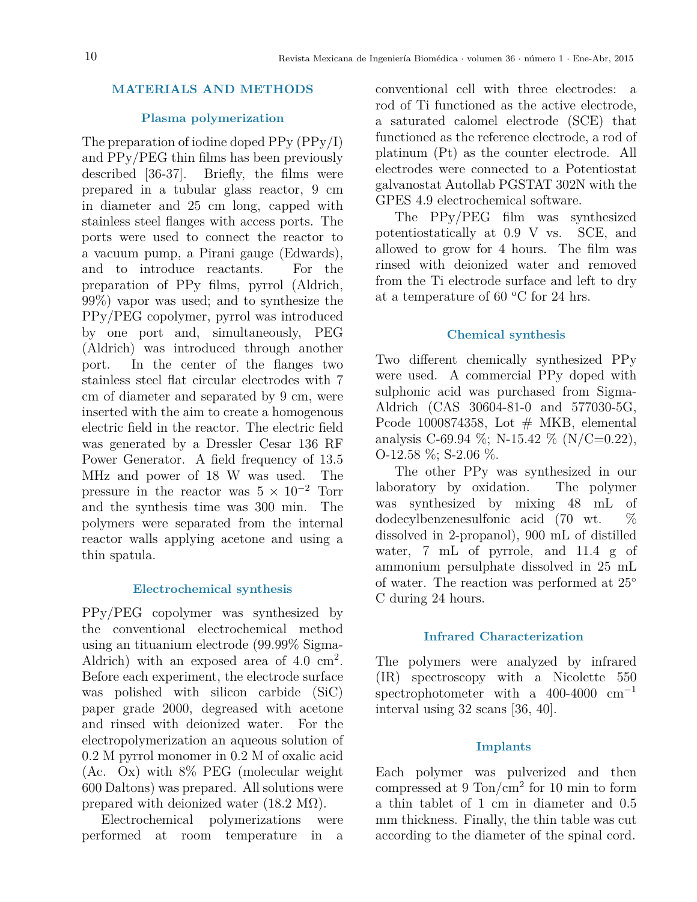## MATERIALS AND METHODS

### Plasma polymerization

The preparation of iodine doped PPy (PPy/I) and PPy/PEG thin films has been previously described [36-37]. Briefly, the films were prepared in a tubular glass reactor, 9 cm in diameter and 25 cm long, capped with stainless steel flanges with access ports. The ports were used to connect the reactor to a vacuum pump, a Pirani gauge (Edwards), and to introduce reactants. For the preparation of PPy films, pyrrol (Aldrich, 99%) vapor was used; and to synthesize the PPy/PEG copolymer, pyrrol was introduced by one port and, simultaneously, PEG (Aldrich) was introduced through another port. In the center of the flanges two stainless steel flat circular electrodes with 7 cm of diameter and separated by 9 cm, were inserted with the aim to create a homogenous electric field in the reactor. The electric field was generated by a Dressler Cesar 136 RF Power Generator. A field frequency of 13.5 MHz and power of 18 W was used. The pressure in the reactor was $5 \times 10^{-2}$ Torr and the synthesis time was 300 min. The polymers were separated from the internal reactor walls applying acetone and using a thin spatula.

### Electrochemical synthesis

PPy/PEG copolymer was synthesized by the conventional electrochemical method using an tituanium electrode (99.99% Sigma-Aldrich) with an exposed area of 4.0 $cm^2$. Before each experiment, the electrode surface was polished with silicon carbide (SiC) paper grade 2000, degreased with acetone and rinsed with deionized water. For the electropolymerization an aqueous solution of 0.2 M pyrrol monomer in 0.2 M of oxalic acid (Ac. Ox) with 8% PEG (molecular weight 600 Daltons) was prepared. All solutions were prepared with deionized water (18.2 MΩ).

Electrochemical polymerizations were performed at room temperature in a conventional cell with three electrodes: a rod of Ti functioned as the active electrode, a saturated calomel electrode (SCE) that functioned as the reference electrode, a rod of platinum (Pt) as the counter electrode. All electrodes were connected to a Potentiostat galvanostat Autollab PGSTAT 302N with the GPES 4.9 electrochemical software.

The PPy/PEG film was synthesized potentiostatically at 0.9 V vs. SCE, and allowed to grow for 4 hours. The film was rinsed with deionized water and removed from the Ti electrode surface and left to dry at a temperature of 60 °C for 24 hrs.

### Chemical synthesis

Two different chemically synthesized PPy were used. A commercial PPy doped with sulphonic acid was purchased from Sigma-Aldrich (CAS 30604-81-0 and 577030-5G, Pcode 1000874358, Lot # MKB, elemental analysis C-69.94 %; N-15.42 % (N/C=0.22), O-12.58 %; S-2.06 %.

The other PPy was synthesized in our laboratory by oxidation. The polymer was synthesized by mixing 48 mL of dodecylbenzenesulfonic acid (70 wt. % dissolved in 2-propanol), 900 mL of distilled water, 7 mL of pyrrole, and 11.4 g of ammonium persulphate dissolved in 25 mL of water. The reaction was performed at 25° C during 24 hours.

### Infrared Characterization

The polymers were analyzed by infrared (IR) spectroscopy with a Nicolette 550 spectrophotometer with a 400-4000 $cm^{-1}$ interval using 32 scans [36, 40].

### Implants

Each polymer was pulverized and then compressed at 9 Ton/$cm^2$ for 10 min to form a thin tablet of 1 cm in diameter and 0.5 mm thickness. Finally, the thin table was cut according to the diameter of the spinal cord.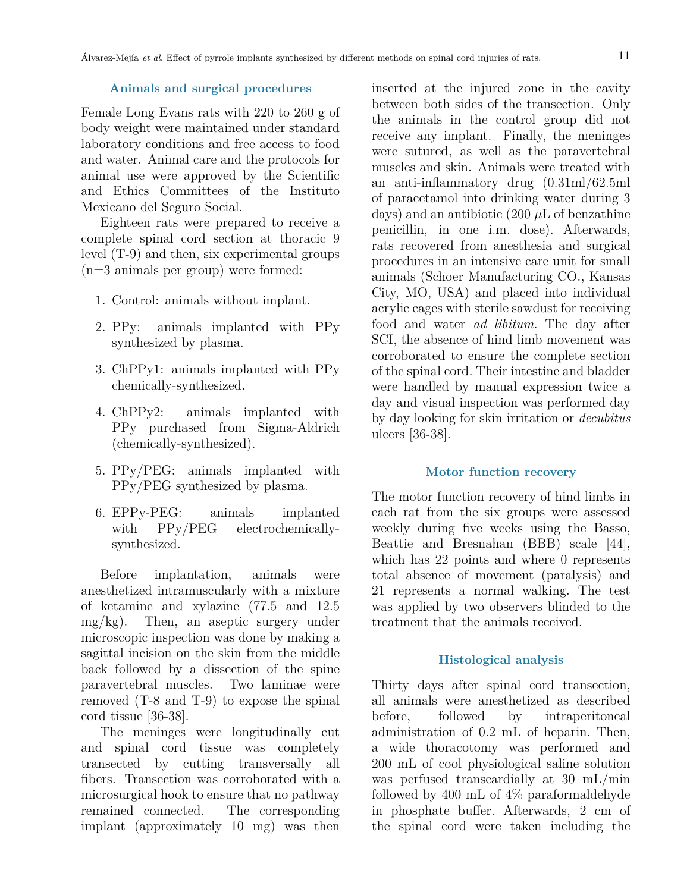### Animals and surgical procedures

Female Long Evans rats with 220 to 260 g of body weight were maintained under standard laboratory conditions and free access to food and water. Animal care and the protocols for animal use were approved by the Scientific and Ethics Committees of the Instituto Mexicano del Seguro Social.

Eighteen rats were prepared to receive a complete spinal cord section at thoracic 9 level (T-9) and then, six experimental groups (n=3 animals per group) were formed:

1. Control: animals without implant.
2. PPy: animals implanted with PPy synthesized by plasma.
3. ChPPy1: animals implanted with PPy chemically-synthesized.
4. ChPPy2: animals implanted with PPy purchased from Sigma-Aldrich (chemically-synthesized).
5. PPy/PEG: animals implanted with PPy/PEG synthesized by plasma.
6. EPPy-PEG: animals implanted with PPy/PEG electrochemically-synthesized.

Before implantation, animals were anesthetized intramuscularly with a mixture of ketamine and xylazine (77.5 and 12.5 mg/kg). Then, an aseptic surgery under microscopic inspection was done by making a sagittal incision on the skin from the middle back followed by a dissection of the spine paravertebral muscles. Two laminae were removed (T-8 and T-9) to expose the spinal cord tissue [36-38].

The meninges were longitudinally cut and spinal cord tissue was completely transected by cutting transversally all fibers. Transection was corroborated with a microsurgical hook to ensure that no pathway remained connected. The corresponding implant (approximately 10 mg) was then inserted at the injured zone in the cavity between both sides of the transection. Only the animals in the control group did not receive any implant. Finally, the meninges were sutured, as well as the paravertebral muscles and skin. Animals were treated with an anti-inflammatory drug (0.31ml/62.5ml of paracetamol into drinking water during 3 days) and an antibiotic (200 $\mu$L of benzathine penicillin, in one i.m. dose). Afterwards, rats recovered from anesthesia and surgical procedures in an intensive care unit for small animals (Schoer Manufacturing CO., Kansas City, MO, USA) and placed into individual acrylic cages with sterile sawdust for receiving food and water *ad libitum*. The day after SCI, the absence of hind limb movement was corroborated to ensure the complete section of the spinal cord. Their intestine and bladder were handled by manual expression twice a day and visual inspection was performed day by day looking for skin irritation or *decubitus* ulcers [36-38].

### Motor function recovery

The motor function recovery of hind limbs in each rat from the six groups were assessed weekly during five weeks using the Basso, Beattie and Bresnahan (BBB) scale [44], which has 22 points and where 0 represents total absence of movement (paralysis) and 21 represents a normal walking. The test was applied by two observers blinded to the treatment that the animals received.

### Histological analysis

Thirty days after spinal cord transection, all animals were anesthetized as described before, followed by intraperitoneal administration of 0.2 mL of heparin. Then, a wide thoracotomy was performed and 200 mL of cool physiological saline solution was perfused transcardially at 30 mL/min followed by 400 mL of 4% paraformaldehyde in phosphate buffer. Afterwards, 2 cm of the spinal cord were taken including the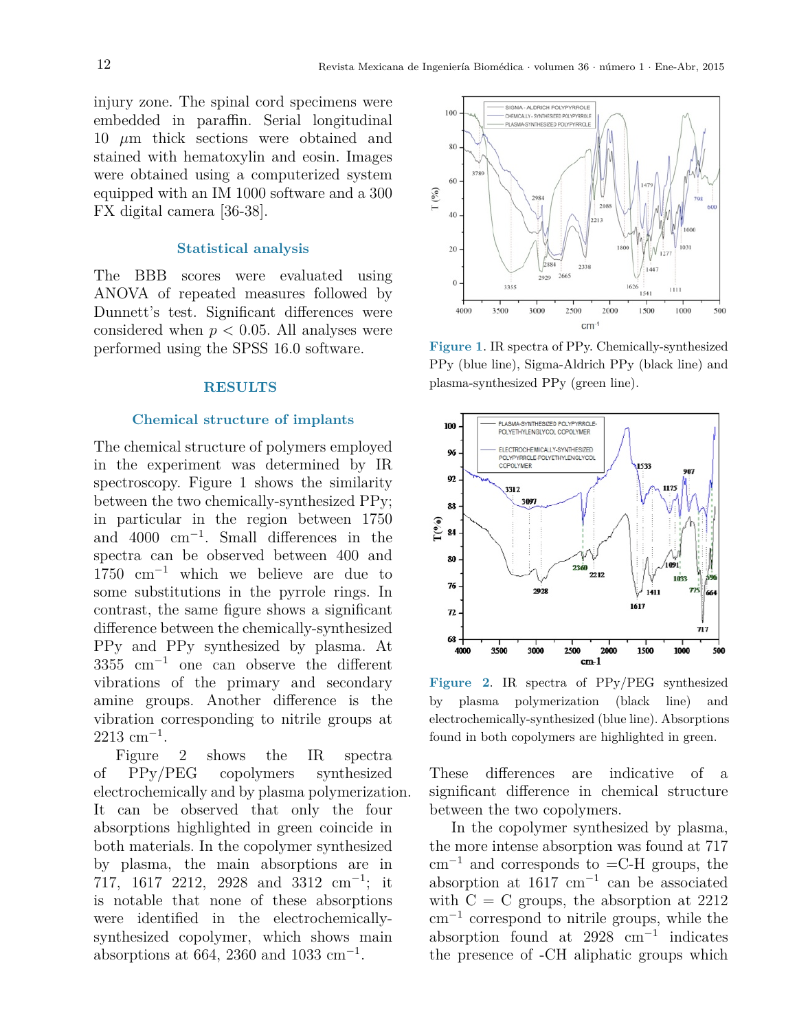injury zone. The spinal cord specimens were embedded in paraffin. Serial longitudinal 10 $\mu$m thick sections were obtained and stained with hematoxylin and eosin. Images were obtained using a computerized system equipped with an IM 1000 software and a 300 FX digital camera [36-38].

### Statistical analysis

The BBB scores were evaluated using ANOVA of repeated measures followed by Dunnett's test. Significant differences were considered when $p < 0.05$. All analyses were performed using the SPSS 16.0 software.

## RESULTS

### Chemical structure of implants

The chemical structure of polymers employed in the experiment was determined by IR spectroscopy. Figure 1 shows the similarity between the two chemically-synthesized PPy; in particular in the region between 1750 and 4000 cm$^{-1}$. Small differences in the spectra can be observed between 400 and 1750 cm$^{-1}$ which we believe are due to some substitutions in the pyrrole rings. In contrast, the same figure shows a significant difference between the chemically-synthesized PPy and PPy synthesized by plasma. At 3355 cm$^{-1}$ one can observe the different vibrations of the primary and secondary amine groups. Another difference is the vibration corresponding to nitrile groups at 2213 cm$^{-1}$.

Figure 2 shows the IR spectra of PPy/PEG copolymers synthesized electrochemically and by plasma polymerization. It can be observed that only the four absorptions highlighted in green coincide in both materials. In the copolymer synthesized by plasma, the main absorptions are in 717, 1617 2212, 2928 and 3312 cm$^{-1}$; it is notable that none of these absorptions were identified in the electrochemically-synthesized copolymer, which shows main absorptions at 664, 2360 and 1033 cm$^{-1}$.

**Figure 1**. IR spectra of PPy. Chemically-synthesized PPy (blue line), Sigma-Aldrich PPy (black line) and plasma-synthesized PPy (green line).

**Figure 2**. IR spectra of PPy/PEG synthesized by plasma polymerization (black line) and electrochemically-synthesized (blue line). Absorptions found in both copolymers are highlighted in green.

These differences are indicative of a significant difference in chemical structure between the two copolymers.

In the copolymer synthesized by plasma, the more intense absorption was found at 717 cm$^{-1}$ and corresponds to =C-H groups, the absorption at 1617 cm$^{-1}$ can be associated with C = C groups, the absorption at 2212 cm$^{-1}$ correspond to nitrile groups, while the absorption found at 2928 cm$^{-1}$ indicates the presence of -CH aliphatic groups which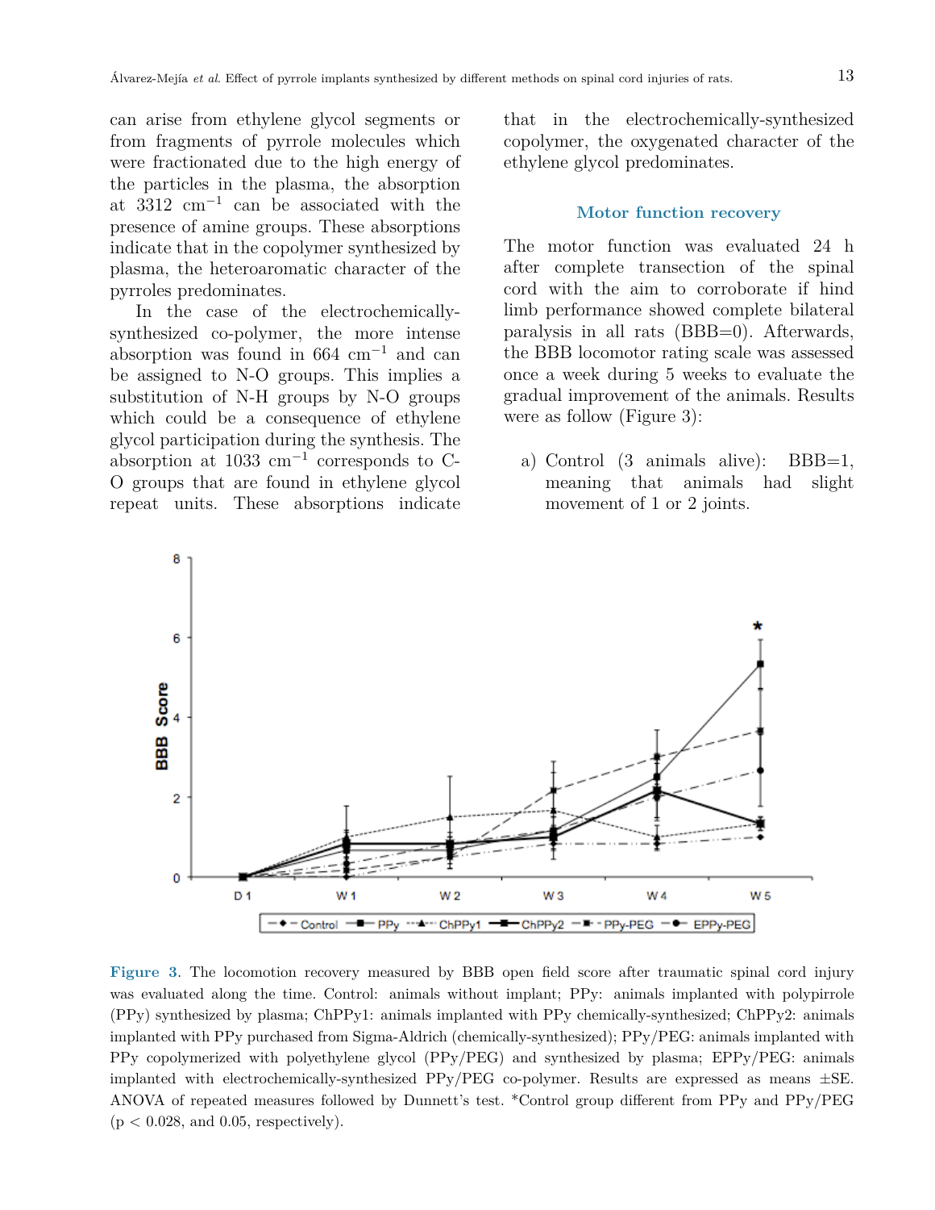can arise from ethylene glycol segments or from fragments of pyrrole molecules which were fractionated due to the high energy of the particles in the plasma, the absorption at 3312 $cm^{-1}$ can be associated with the presence of amine groups. These absorptions indicate that in the copolymer synthesized by plasma, the heteroaromatic character of the pyrroles predominates.

In the case of the electrochemically-synthesized co-polymer, the more intense absorption was found in 664 $cm^{-1}$ and can be assigned to N-O groups. This implies a substitution of N-H groups by N-O groups which could be a consequence of ethylene glycol participation during the synthesis. The absorption at 1033 $cm^{-1}$ corresponds to C-O groups that are found in ethylene glycol repeat units. These absorptions indicate that in the electrochemically-synthesized copolymer, the oxygenated character of the ethylene glycol predominates.

## Motor function recovery

The motor function was evaluated 24 h after complete transection of the spinal cord with the aim to corroborate if hind limb performance showed complete bilateral paralysis in all rats (BBB=0). Afterwards, the BBB locomotor rating scale was assessed once a week during 5 weeks to evaluate the gradual improvement of the animals. Results were as follow (Figure 3):

a) Control (3 animals alive): BBB=1, meaning that animals had slight movement of 1 or 2 joints.

**Figure 3**. The locomotion recovery measured by BBB open field score after traumatic spinal cord injury was evaluated along the time. Control: animals without implant; PPy: animals implanted with polypirrole (PPy) synthesized by plasma; ChPPy1: animals implanted with PPy chemically-synthesized; ChPPy2: animals implanted with PPy purchased from Sigma-Aldrich (chemically-synthesized); PPy/PEG: animals implanted with PPy copolymerized with polyethylene glycol (PPy/PEG) and synthesized by plasma; EPPy/PEG: animals implanted with electrochemically-synthesized PPy/PEG co-polymer. Results are expressed as means ±SE. ANOVA of repeated measures followed by Dunnett's test. *Control group different from PPy and PPy/PEG ($p < 0.028$, and 0.05, respectively).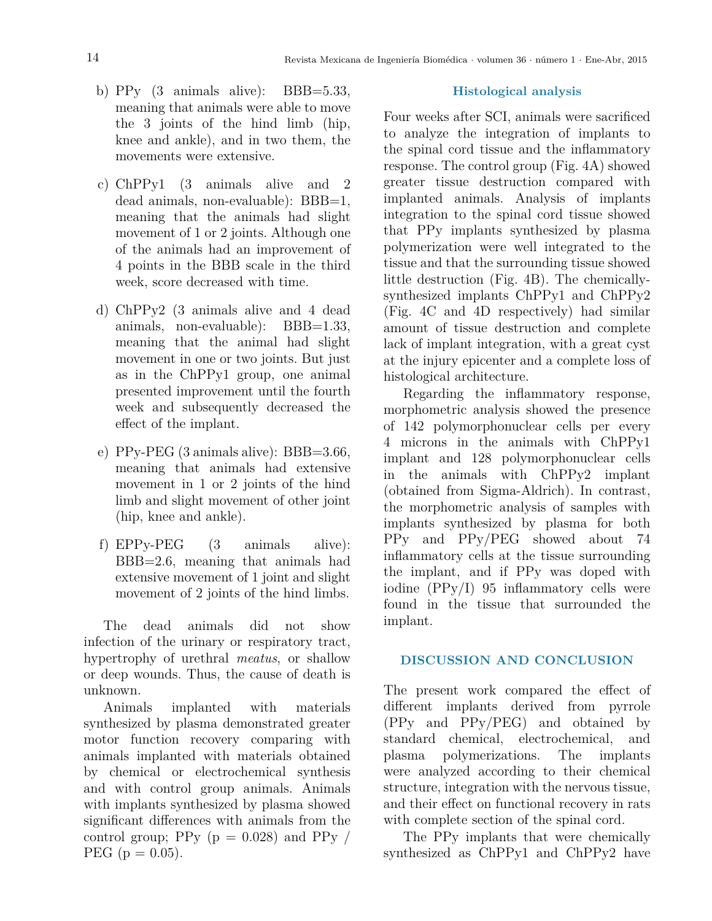b) PPy (3 animals alive): BBB=5.33, meaning that animals were able to move the 3 joints of the hind limb (hip, knee and ankle), and in two them, the movements were extensive.

c) ChPPy1 (3 animals alive and 2 dead animals, non-evaluable): BBB=1, meaning that the animals had slight movement of 1 or 2 joints. Although one of the animals had an improvement of 4 points in the BBB scale in the third week, score decreased with time.

d) ChPPy2 (3 animals alive and 4 dead animals, non-evaluable): BBB=1.33, meaning that the animal had slight movement in one or two joints. But just as in the ChPPy1 group, one animal presented improvement until the fourth week and subsequently decreased the effect of the implant.

e) PPy-PEG (3 animals alive): BBB=3.66, meaning that animals had extensive movement in 1 or 2 joints of the hind limb and slight movement of other joint (hip, knee and ankle).

f) EPPy-PEG (3 animals alive): BBB=2.6, meaning that animals had extensive movement of 1 joint and slight movement of 2 joints of the hind limbs.

The dead animals did not show infection of the urinary or respiratory tract, hypertrophy of urethral *meatus*, or shallow or deep wounds. Thus, the cause of death is unknown.

Animals implanted with materials synthesized by plasma demonstrated greater motor function recovery comparing with animals implanted with materials obtained by chemical or electrochemical synthesis and with control group animals. Animals with implants synthesized by plasma showed significant differences with animals from the control group; PPy ($p = 0.028$) and PPy / PEG ($p = 0.05$).

### Histological analysis

Four weeks after SCI, animals were sacrificed to analyze the integration of implants to the spinal cord tissue and the inflammatory response. The control group (Fig. 4A) showed greater tissue destruction compared with implanted animals. Analysis of implants integration to the spinal cord tissue showed that PPy implants synthesized by plasma polymerization were well integrated to the tissue and that the surrounding tissue showed little destruction (Fig. 4B). The chemically-synthesized implants ChPPy1 and ChPPy2 (Fig. 4C and 4D respectively) had similar amount of tissue destruction and complete lack of implant integration, with a great cyst at the injury epicenter and a complete loss of histological architecture.

Regarding the inflammatory response, morphometric analysis showed the presence of 142 polymorphonuclear cells per every 4 microns in the animals with ChPPy1 implant and 128 polymorphonuclear cells in the animals with ChPPy2 implant (obtained from Sigma-Aldrich). In contrast, the morphometric analysis of samples with implants synthesized by plasma for both PPy and PPy/PEG showed about 74 inflammatory cells at the tissue surrounding the implant, and if PPy was doped with iodine (PPy/I) 95 inflammatory cells were found in the tissue that surrounded the implant.

## DISCUSSION AND CONCLUSION

The present work compared the effect of different implants derived from pyrrole (PPy and PPy/PEG) and obtained by standard chemical, electrochemical, and plasma polymerizations. The implants were analyzed according to their chemical structure, integration with the nervous tissue, and their effect on functional recovery in rats with complete section of the spinal cord.

The PPy implants that were chemically synthesized as ChPPy1 and ChPPy2 have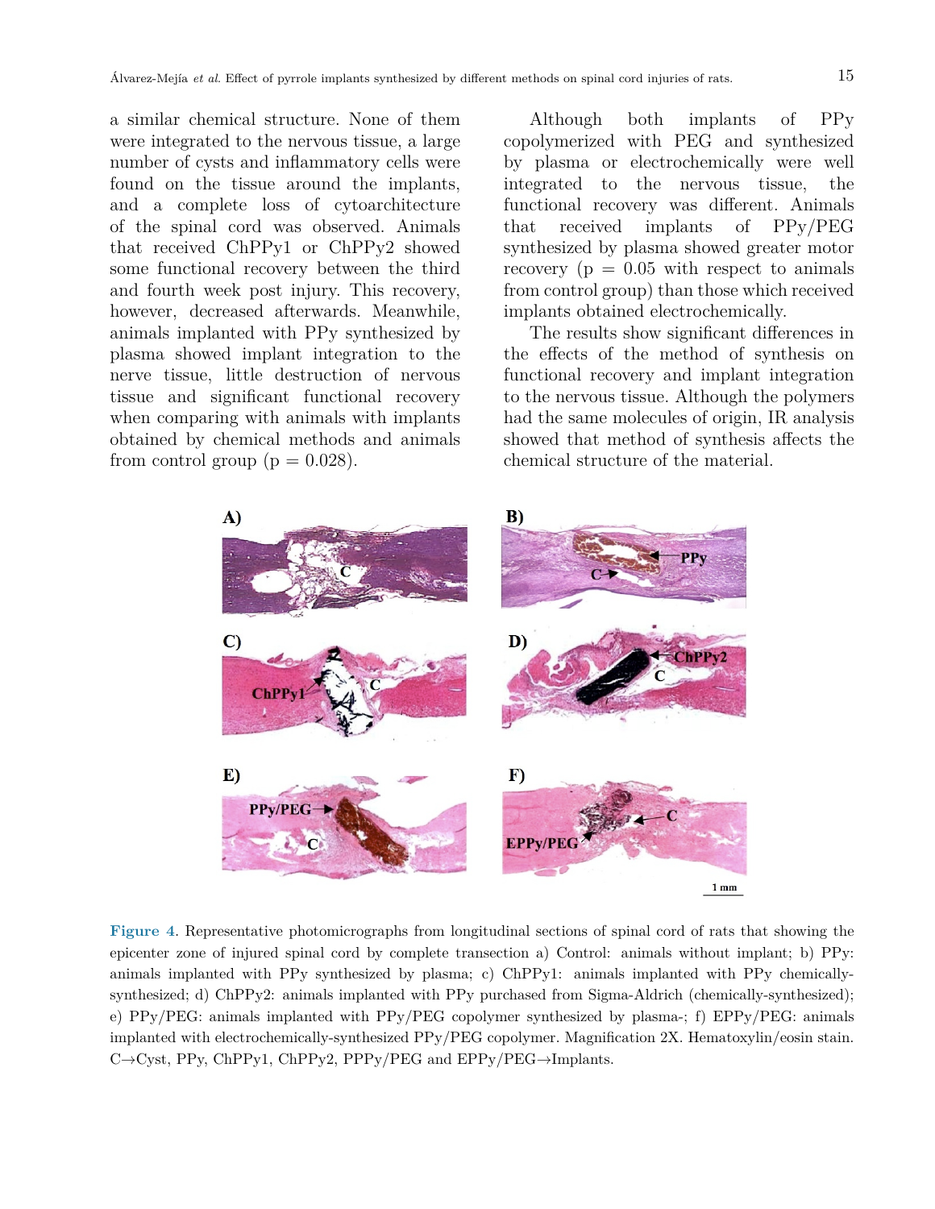a similar chemical structure. None of them were integrated to the nervous tissue, a large number of cysts and inflammatory cells were found on the tissue around the implants, and a complete loss of cytoarchitecture of the spinal cord was observed. Animals that received ChPPy1 or ChPPy2 showed some functional recovery between the third and fourth week post injury. This recovery, however, decreased afterwards. Meanwhile, animals implanted with PPy synthesized by plasma showed implant integration to the nerve tissue, little destruction of nervous tissue and significant functional recovery when comparing with animals with implants obtained by chemical methods and animals from control group ($p = 0.028$).

Although both implants of PPy copolymerized with PEG and synthesized by plasma or electrochemically were well integrated to the nervous tissue, the functional recovery was different. Animals that received implants of PPy/PEG synthesized by plasma showed greater motor recovery ($p = 0.05$ with respect to animals from control group) than those which received implants obtained electrochemically.

The results show significant differences in the effects of the method of synthesis on functional recovery and implant integration to the nervous tissue. Although the polymers had the same molecules of origin, IR analysis showed that method of synthesis affects the chemical structure of the material.

**Figure 4**. Representative photomicrographs from longitudinal sections of spinal cord of rats that showing the epicenter zone of injured spinal cord by complete transection a) Control: animals without implant; b) PPy: animals implanted with PPy synthesized by plasma; c) ChPPy1: animals implanted with PPy chemically-synthesized; d) ChPPy2: animals implanted with PPy purchased from Sigma-Aldrich (chemically-synthesized); e) PPy/PEG: animals implanted with PPy/PEG copolymer synthesized by plasma-; f) EPPy/PEG: animals implanted with electrochemically-synthesized PPy/PEG copolymer. Magnification 2X. Hematoxylin/eosin stain. C→Cyst, PPy, ChPPy1, ChPPy2, PPPy/PEG and EPPy/PEG→Implants.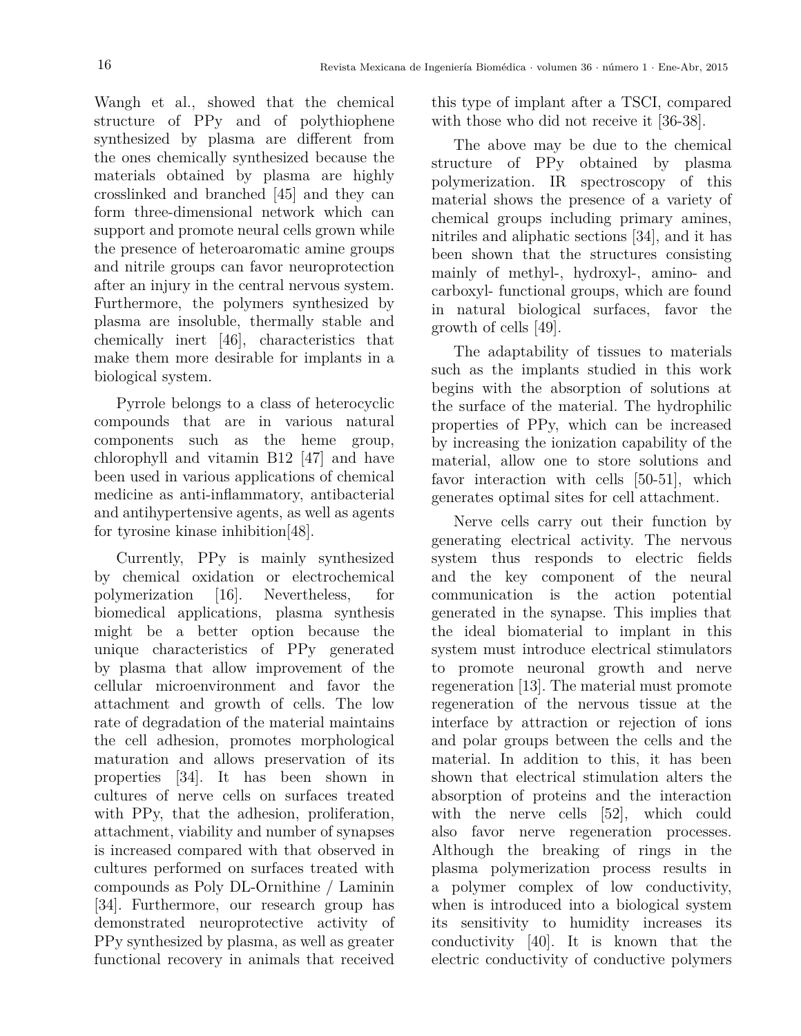Wangh et al., showed that the chemical structure of PPy and of polythiophene synthesized by plasma are different from the ones chemically synthesized because the materials obtained by plasma are highly crosslinked and branched [45] and they can form three-dimensional network which can support and promote neural cells grown while the presence of heteroaromatic amine groups and nitrile groups can favor neuroprotection after an injury in the central nervous system. Furthermore, the polymers synthesized by plasma are insoluble, thermally stable and chemically inert [46], characteristics that make them more desirable for implants in a biological system.

Pyrrole belongs to a class of heterocyclic compounds that are in various natural components such as the heme group, chlorophyll and vitamin B12 [47] and have been used in various applications of chemical medicine as anti-inflammatory, antibacterial and antihypertensive agents, as well as agents for tyrosine kinase inhibition[48].

Currently, PPy is mainly synthesized by chemical oxidation or electrochemical polymerization [16]. Nevertheless, for biomedical applications, plasma synthesis might be a better option because the unique characteristics of PPy generated by plasma that allow improvement of the cellular microenvironment and favor the attachment and growth of cells. The low rate of degradation of the material maintains the cell adhesion, promotes morphological maturation and allows preservation of its properties [34]. It has been shown in cultures of nerve cells on surfaces treated with PPy, that the adhesion, proliferation, attachment, viability and number of synapses is increased compared with that observed in cultures performed on surfaces treated with compounds as Poly DL-Ornithine / Laminin [34]. Furthermore, our research group has demonstrated neuroprotective activity of PPy synthesized by plasma, as well as greater functional recovery in animals that received this type of implant after a TSCI, compared with those who did not receive it [36-38].

The above may be due to the chemical structure of PPy obtained by plasma polymerization. IR spectroscopy of this material shows the presence of a variety of chemical groups including primary amines, nitriles and aliphatic sections [34], and it has been shown that the structures consisting mainly of methyl-, hydroxyl-, amino- and carboxyl- functional groups, which are found in natural biological surfaces, favor the growth of cells [49].

The adaptability of tissues to materials such as the implants studied in this work begins with the absorption of solutions at the surface of the material. The hydrophilic properties of PPy, which can be increased by increasing the ionization capability of the material, allow one to store solutions and favor interaction with cells [50-51], which generates optimal sites for cell attachment.

Nerve cells carry out their function by generating electrical activity. The nervous system thus responds to electric fields and the key component of the neural communication is the action potential generated in the synapse. This implies that the ideal biomaterial to implant in this system must introduce electrical stimulators to promote neuronal growth and nerve regeneration [13]. The material must promote regeneration of the nervous tissue at the interface by attraction or rejection of ions and polar groups between the cells and the material. In addition to this, it has been shown that electrical stimulation alters the absorption of proteins and the interaction with the nerve cells [52], which could also favor nerve regeneration processes. Although the breaking of rings in the plasma polymerization process results in a polymer complex of low conductivity, when is introduced into a biological system its sensitivity to humidity increases its conductivity [40]. It is known that the electric conductivity of conductive polymers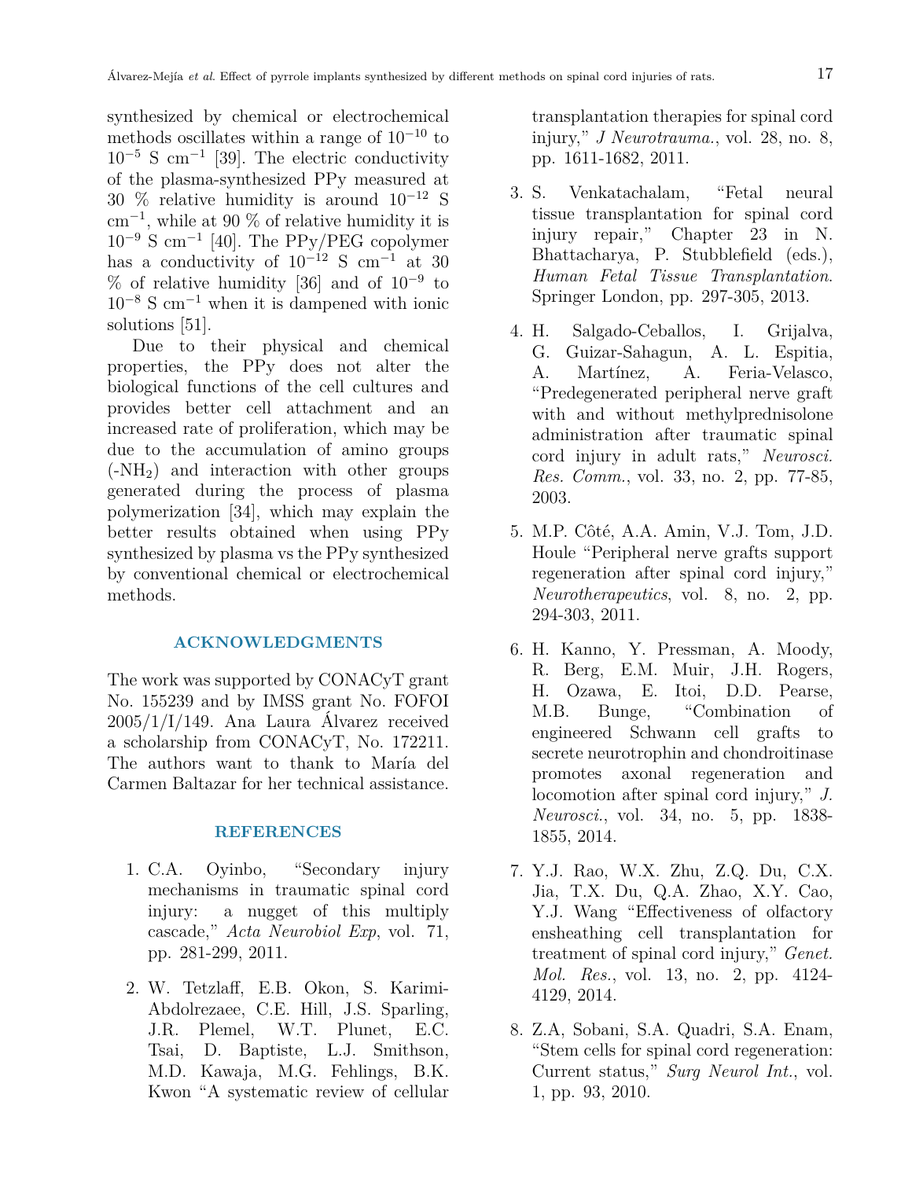synthesized by chemical or electrochemical methods oscillates within a range of $10^{-10}$ to $10^{-5}$ S cm$^{-1}$ [39]. The electric conductivity of the plasma-synthesized PPy measured at 30 % relative humidity is around $10^{-12}$ S cm$^{-1}$, while at 90 % of relative humidity it is $10^{-9}$ S cm$^{-1}$ [40]. The PPy/PEG copolymer has a conductivity of $10^{-12}$ S cm$^{-1}$ at 30 % of relative humidity [36] and of $10^{-9}$ to $10^{-8}$ S cm$^{-1}$ when it is dampened with ionic solutions [51].

Due to their physical and chemical properties, the PPy does not alter the biological functions of the cell cultures and provides better cell attachment and an increased rate of proliferation, which may be due to the accumulation of amino groups ($-NH_2$) and interaction with other groups generated during the process of plasma polymerization [34], which may explain the better results obtained when using PPy synthesized by plasma vs the PPy synthesized by conventional chemical or electrochemical methods.

## ACKNOWLEDGMENTS

The work was supported by CONACyT grant No. 155239 and by IMSS grant No. FOFOI 2005/1/I/149. Ana Laura Álvarez received a scholarship from CONACyT, No. 172211. The authors want to thank to María del Carmen Baltazar for her technical assistance.

## REFERENCES

1. C.A. Oyinbo, "Secondary injury mechanisms in traumatic spinal cord injury: a nugget of this multiply cascade," *Acta Neurobiol Exp*, vol. 71, pp. 281-299, 2011.

2. W. Tetzlaff, E.B. Okon, S. Karimi-Abdolrezaee, C.E. Hill, J.S. Sparling, J.R. Plemel, W.T. Plunet, E.C. Tsai, D. Baptiste, L.J. Smithson, M.D. Kawaja, M.G. Fehlings, B.K. Kwon "A systematic review of cellular transplantation therapies for spinal cord injury," *J Neurotrauma.*, vol. 28, no. 8, pp. 1611-1682, 2011.

3. S. Venkatachalam, "Fetal neural tissue transplantation for spinal cord injury repair," Chapter 23 in N. Bhattacharya, P. Stubblefield (eds.), *Human Fetal Tissue Transplantation*. Springer London, pp. 297-305, 2013.

4. H. Salgado-Ceballos, I. Grijalva, G. Guizar-Sahagun, A. L. Espitia, A. Martínez, A. Feria-Velasco, "Predegenerated peripheral nerve graft with and without methylprednisolone administration after traumatic spinal cord injury in adult rats," *Neurosci. Res. Comm.*, vol. 33, no. 2, pp. 77-85, 2003.

5. M.P. Côté, A.A. Amin, V.J. Tom, J.D. Houle "Peripheral nerve grafts support regeneration after spinal cord injury," *Neurotherapeutics*, vol. 8, no. 2, pp. 294-303, 2011.

6. H. Kanno, Y. Pressman, A. Moody, R. Berg, E.M. Muir, J.H. Rogers, H. Ozawa, E. Itoi, D.D. Pearse, M.B. Bunge, "Combination of engineered Schwann cell grafts to secrete neurotrophin and chondroitinase promotes axonal regeneration and locomotion after spinal cord injury," *J. Neurosci.*, vol. 34, no. 5, pp. 1838-1855, 2014.

7. Y.J. Rao, W.X. Zhu, Z.Q. Du, C.X. Jia, T.X. Du, Q.A. Zhao, X.Y. Cao, Y.J. Wang "Effectiveness of olfactory ensheathing cell transplantation for treatment of spinal cord injury," *Genet. Mol. Res.*, vol. 13, no. 2, pp. 4124-4129, 2014.

8. Z.A, Sobani, S.A. Quadri, S.A. Enam, "Stem cells for spinal cord regeneration: Current status," *Surg Neurol Int.*, vol. 1, pp. 93, 2010.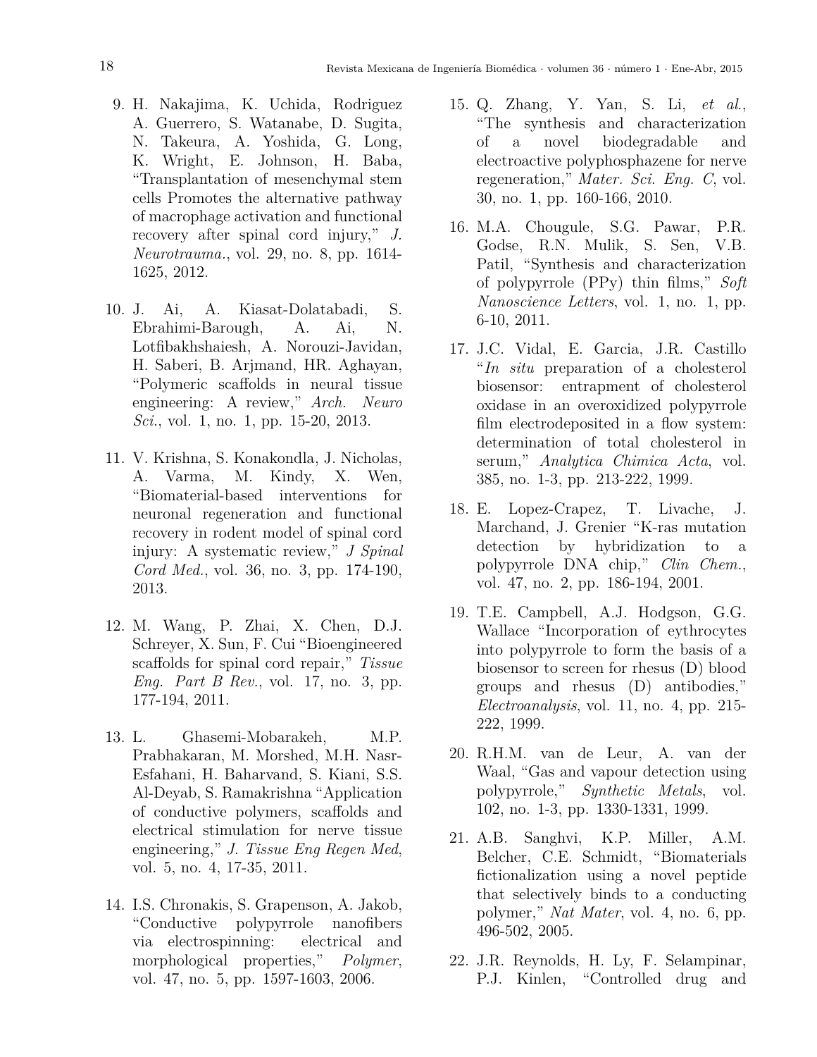9. H. Nakajima, K. Uchida, Rodriguez A. Guerrero, S. Watanabe, D. Sugita, N. Takeura, A. Yoshida, G. Long, K. Wright, E. Johnson, H. Baba, "Transplantation of mesenchymal stem cells Promotes the alternative pathway of macrophage activation and functional recovery after spinal cord injury," *J. Neurotrauma.*, vol. 29, no. 8, pp. 1614-1625, 2012.

10. J. Ai, A. Kiasat-Dolatabadi, S. Ebrahimi-Barough, A. Ai, N. Lotfibakhshaiesh, A. Norouzi-Javidan, H. Saberi, B. Arjmand, HR. Aghayan, "Polymeric scaffolds in neural tissue engineering: A review," *Arch. Neuro Sci.*, vol. 1, no. 1, pp. 15-20, 2013.

11. V. Krishna, S. Konakondla, J. Nicholas, A. Varma, M. Kindy, X. Wen, "Biomaterial-based interventions for neuronal regeneration and functional recovery in rodent model of spinal cord injury: A systematic review," *J Spinal Cord Med.*, vol. 36, no. 3, pp. 174-190, 2013.

12. M. Wang, P. Zhai, X. Chen, D.J. Schreyer, X. Sun, F. Cui "Bioengineered scaffolds for spinal cord repair," *Tissue Eng. Part B Rev.*, vol. 17, no. 3, pp. 177-194, 2011.

13. L. Ghasemi-Mobarakeh, M.P. Prabhakaran, M. Morshed, M.H. Nasr-Esfahani, H. Baharvand, S. Kiani, S.S. Al-Deyab, S. Ramakrishna "Application of conductive polymers, scaffolds and electrical stimulation for nerve tissue engineering," *J. Tissue Eng Regen Med*, vol. 5, no. 4, 17-35, 2011.

14. I.S. Chronakis, S. Grapenson, A. Jakob, "Conductive polypyrrole nanofibers via electrospinning: electrical and morphological properties," *Polymer*, vol. 47, no. 5, pp. 1597-1603, 2006.

15. Q. Zhang, Y. Yan, S. Li, *et al.*, "The synthesis and characterization of a novel biodegradable and electroactive polyphosphazene for nerve regeneration," *Mater. Sci. Eng. C*, vol. 30, no. 1, pp. 160-166, 2010.

16. M.A. Chougule, S.G. Pawar, P.R. Godse, R.N. Mulik, S. Sen, V.B. Patil, "Synthesis and characterization of polypyrrole (PPy) thin films," *Soft Nanoscience Letters*, vol. 1, no. 1, pp. 6-10, 2011.

17. J.C. Vidal, E. Garcia, J.R. Castillo "*In situ* preparation of a cholesterol biosensor: entrapment of cholesterol oxidase in an overoxidized polypyrrole film electrodeposited in a flow system: determination of total cholesterol in serum," *Analytica Chimica Acta*, vol. 385, no. 1-3, pp. 213-222, 1999.

18. E. Lopez-Crapez, T. Livache, J. Marchand, J. Grenier "K-ras mutation detection by hybridization to a polypyrrole DNA chip," *Clin Chem.*, vol. 47, no. 2, pp. 186-194, 2001.

19. T.E. Campbell, A.J. Hodgson, G.G. Wallace "Incorporation of eythrocytes into polypyrrole to form the basis of a biosensor to screen for rhesus (D) blood groups and rhesus (D) antibodies," *Electroanalysis*, vol. 11, no. 4, pp. 215-222, 1999.

20. R.H.M. van de Leur, A. van der Waal, "Gas and vapour detection using polypyrrole," *Synthetic Metals*, vol. 102, no. 1-3, pp. 1330-1331, 1999.

21. A.B. Sanghvi, K.P. Miller, A.M. Belcher, C.E. Schmidt, "Biomaterials fictionalization using a novel peptide that selectively binds to a conducting polymer," *Nat Mater*, vol. 4, no. 6, pp. 496-502, 2005.

22. J.R. Reynolds, H. Ly, F. Selampinar, P.J. Kinlen, "Controlled drug and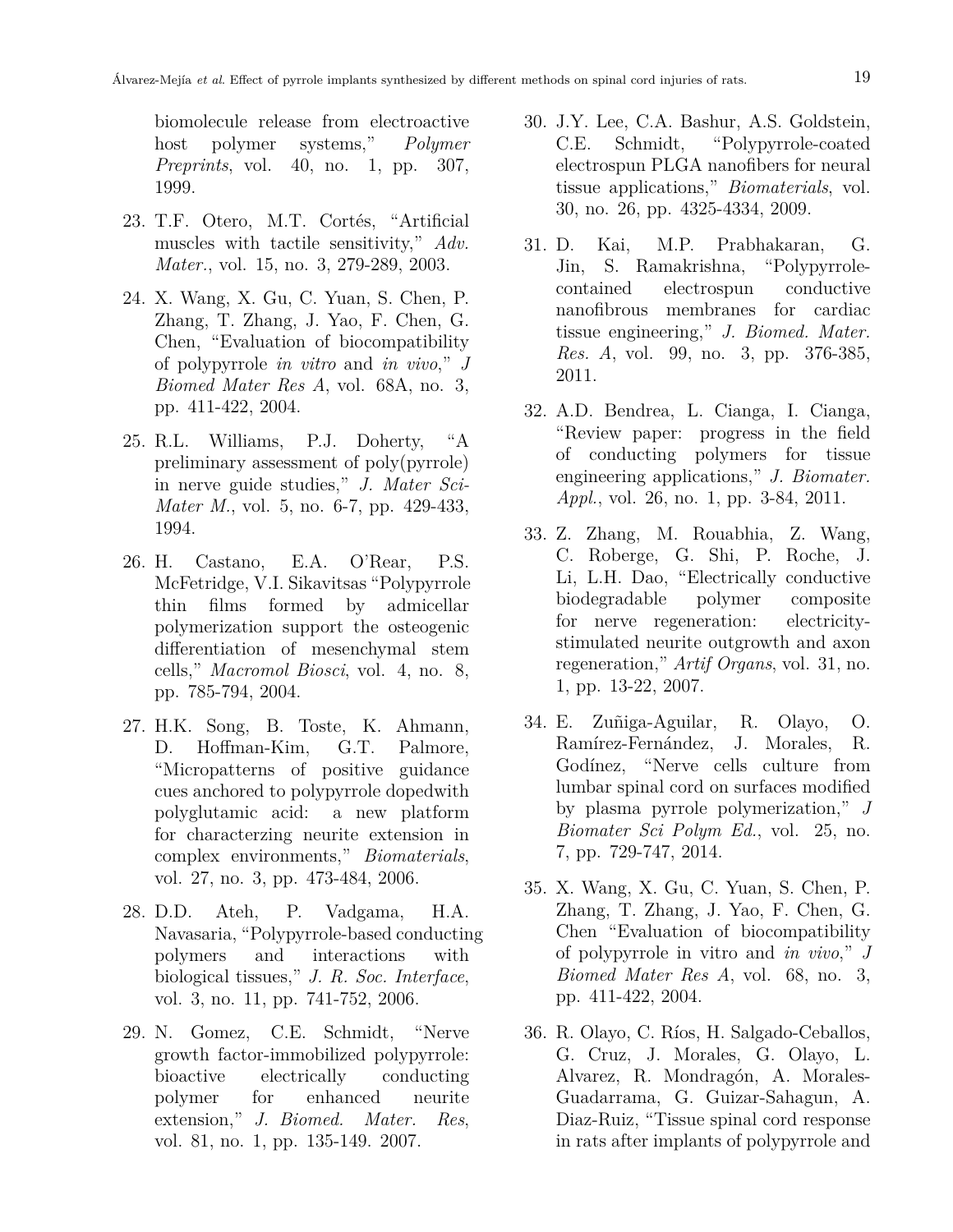biomolecule release from electroactive host polymer systems," *Polymer Preprints*, vol. 40, no. 1, pp. 307, 1999.

23. T.F. Otero, M.T. Cortés, "Artificial muscles with tactile sensitivity," *Adv. Mater.*, vol. 15, no. 3, 279-289, 2003.

24. X. Wang, X. Gu, C. Yuan, S. Chen, P. Zhang, T. Zhang, J. Yao, F. Chen, G. Chen, "Evaluation of biocompatibility of polypyrrole *in vitro* and *in vivo*," *J Biomed Mater Res A*, vol. 68A, no. 3, pp. 411-422, 2004.

25. R.L. Williams, P.J. Doherty, "A preliminary assessment of poly(pyrrole) in nerve guide studies," *J. Mater Sci-Mater M.*, vol. 5, no. 6-7, pp. 429-433, 1994.

26. H. Castano, E.A. O'Rear, P.S. McFetridge, V.I. Sikavitsas "Polypyrrole thin films formed by admicellar polymerization support the osteogenic differentiation of mesenchymal stem cells," *Macromol Biosci*, vol. 4, no. 8, pp. 785-794, 2004.

27. H.K. Song, B. Toste, K. Ahmann, D. Hoffman-Kim, G.T. Palmore, "Micropatterns of positive guidance cues anchored to polypyrrole dopedwith polyglutamic acid: a new platform for characterzing neurite extension in complex environments," *Biomaterials*, vol. 27, no. 3, pp. 473-484, 2006.

28. D.D. Ateh, P. Vadgama, H.A. Navasaria, "Polypyrrole-based conducting polymers and interactions with biological tissues," *J. R. Soc. Interface*, vol. 3, no. 11, pp. 741-752, 2006.

29. N. Gomez, C.E. Schmidt, "Nerve growth factor-immobilized polypyrrole: bioactive electrically conducting polymer for enhanced neurite extension," *J. Biomed. Mater. Res*, vol. 81, no. 1, pp. 135-149. 2007.

30. J.Y. Lee, C.A. Bashur, A.S. Goldstein, C.E. Schmidt, "Polypyrrole-coated electrospun PLGA nanofibers for neural tissue applications," *Biomaterials*, vol. 30, no. 26, pp. 4325-4334, 2009.

31. D. Kai, M.P. Prabhakaran, G. Jin, S. Ramakrishna, "Polypyrrole-contained electrospun conductive nanofibrous membranes for cardiac tissue engineering," *J. Biomed. Mater. Res. A*, vol. 99, no. 3, pp. 376-385, 2011.

32. A.D. Bendrea, L. Cianga, I. Cianga, "Review paper: progress in the field of conducting polymers for tissue engineering applications," *J. Biomater. Appl.*, vol. 26, no. 1, pp. 3-84, 2011.

33. Z. Zhang, M. Rouabhia, Z. Wang, C. Roberge, G. Shi, P. Roche, J. Li, L.H. Dao, "Electrically conductive biodegradable polymer composite for nerve regeneration: electricity-stimulated neurite outgrowth and axon regeneration," *Artif Organs*, vol. 31, no. 1, pp. 13-22, 2007.

34. E. Zuñiga-Aguilar, R. Olayo, O. Ramírez-Fernández, J. Morales, R. Godínez, "Nerve cells culture from lumbar spinal cord on surfaces modified by plasma pyrrole polymerization," *J Biomater Sci Polym Ed.*, vol. 25, no. 7, pp. 729-747, 2014.

35. X. Wang, X. Gu, C. Yuan, S. Chen, P. Zhang, T. Zhang, J. Yao, F. Chen, G. Chen "Evaluation of biocompatibility of polypyrrole in vitro and *in vivo*," *J Biomed Mater Res A*, vol. 68, no. 3, pp. 411-422, 2004.

36. R. Olayo, C. Ríos, H. Salgado-Ceballos, G. Cruz, J. Morales, G. Olayo, L. Alvarez, R. Mondragón, A. Morales-Guadarrama, G. Guizar-Sahagun, A. Diaz-Ruiz, "Tissue spinal cord response in rats after implants of polypyrrole and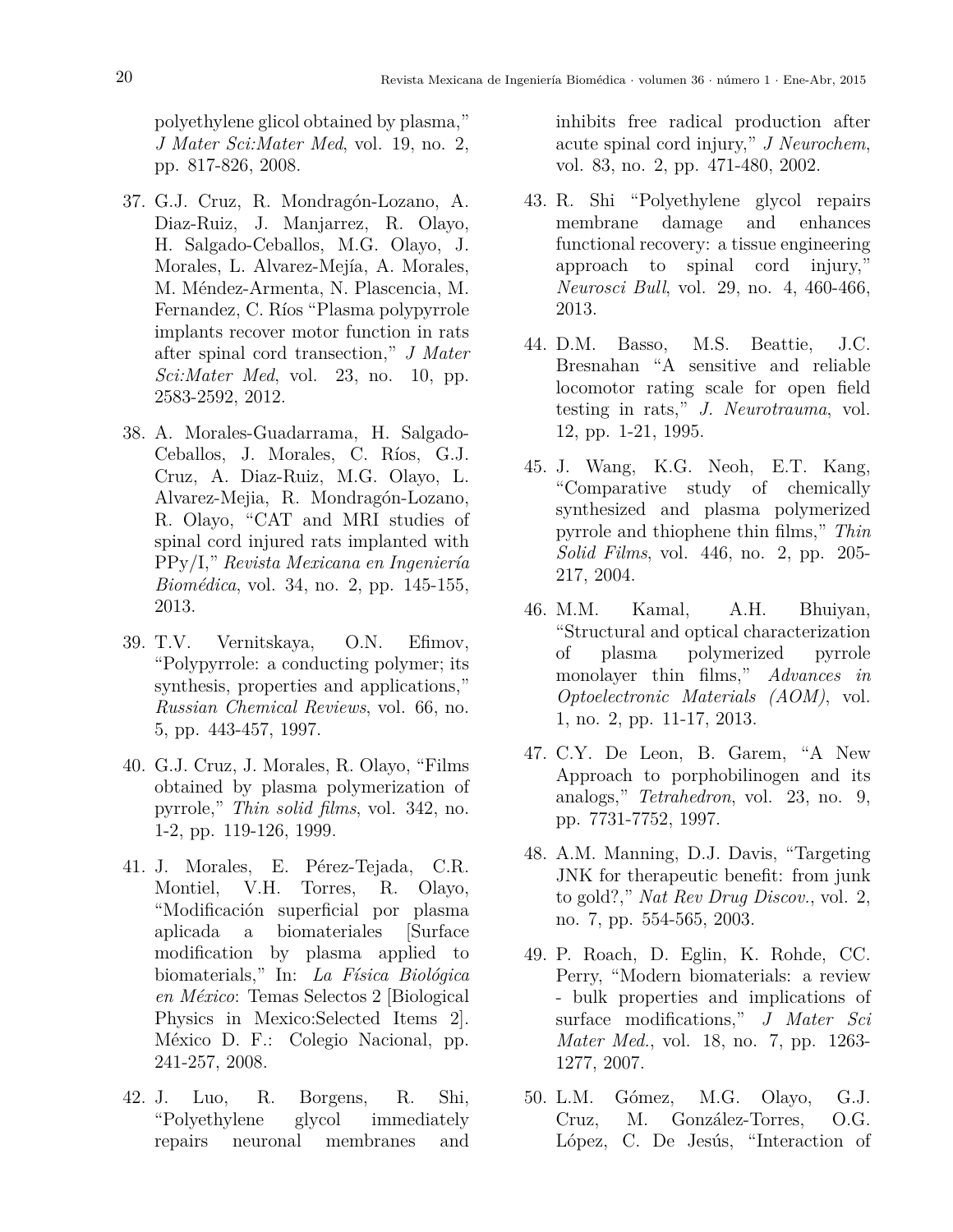polyethylene glicol obtained by plasma," *J Mater Sci:Mater Med*, vol. 19, no. 2, pp. 817-826, 2008.

37. G.J. Cruz, R. Mondragón-Lozano, A. Diaz-Ruiz, J. Manjarrez, R. Olayo, H. Salgado-Ceballos, M.G. Olayo, J. Morales, L. Alvarez-Mejía, A. Morales, M. Méndez-Armenta, N. Plascencia, M. Fernandez, C. Ríos "Plasma polypyrrole implants recover motor function in rats after spinal cord transection," *J Mater Sci:Mater Med*, vol. 23, no. 10, pp. 2583-2592, 2012.

38. A. Morales-Guadarrama, H. Salgado-Ceballos, J. Morales, C. Ríos, G.J. Cruz, A. Diaz-Ruiz, M.G. Olayo, L. Alvarez-Mejia, R. Mondragón-Lozano, R. Olayo, "CAT and MRI studies of spinal cord injured rats implanted with PPy/I," *Revista Mexicana en Ingeniería Biomédica*, vol. 34, no. 2, pp. 145-155, 2013.

39. T.V. Vernitskaya, O.N. Efimov, "Polypyrrole: a conducting polymer; its synthesis, properties and applications," *Russian Chemical Reviews*, vol. 66, no. 5, pp. 443-457, 1997.

40. G.J. Cruz, J. Morales, R. Olayo, "Films obtained by plasma polymerization of pyrrole," *Thin solid films*, vol. 342, no. 1-2, pp. 119-126, 1999.

41. J. Morales, E. Pérez-Tejada, C.R. Montiel, V.H. Torres, R. Olayo, "Modificación superficial por plasma aplicada a biomateriales [Surface modification by plasma applied to biomaterials," In: *La Física Biológica en México*: Temas Selectos 2 [Biological Physics in Mexico:Selected Items 2]. México D. F.: Colegio Nacional, pp. 241-257, 2008.

42. J. Luo, R. Borgens, R. Shi, "Polyethylene glycol immediately repairs neuronal membranes and inhibits free radical production after acute spinal cord injury," *J Neurochem*, vol. 83, no. 2, pp. 471-480, 2002.

43. R. Shi "Polyethylene glycol repairs membrane damage and enhances functional recovery: a tissue engineering approach to spinal cord injury," *Neurosci Bull*, vol. 29, no. 4, 460-466, 2013.

44. D.M. Basso, M.S. Beattie, J.C. Bresnahan "A sensitive and reliable locomotor rating scale for open field testing in rats," *J. Neurotrauma*, vol. 12, pp. 1-21, 1995.

45. J. Wang, K.G. Neoh, E.T. Kang, "Comparative study of chemically synthesized and plasma polymerized pyrrole and thiophene thin films," *Thin Solid Films*, vol. 446, no. 2, pp. 205-217, 2004.

46. M.M. Kamal, A.H. Bhuiyan, "Structural and optical characterization of plasma polymerized pyrrole monolayer thin films," *Advances in Optoelectronic Materials (AOM)*, vol. 1, no. 2, pp. 11-17, 2013.

47. C.Y. De Leon, B. Garem, "A New Approach to porphobilinogen and its analogs," *Tetrahedron*, vol. 23, no. 9, pp. 7731-7752, 1997.

48. A.M. Manning, D.J. Davis, "Targeting JNK for therapeutic benefit: from junk to gold?," *Nat Rev Drug Discov.*, vol. 2, no. 7, pp. 554-565, 2003.

49. P. Roach, D. Eglin, K. Rohde, CC. Perry, "Modern biomaterials: a review - bulk properties and implications of surface modifications," *J Mater Sci Mater Med.*, vol. 18, no. 7, pp. 1263-1277, 2007.

50. L.M. Gómez, M.G. Olayo, G.J. Cruz, M. González-Torres, O.G. López, C. De Jesús, "Interaction of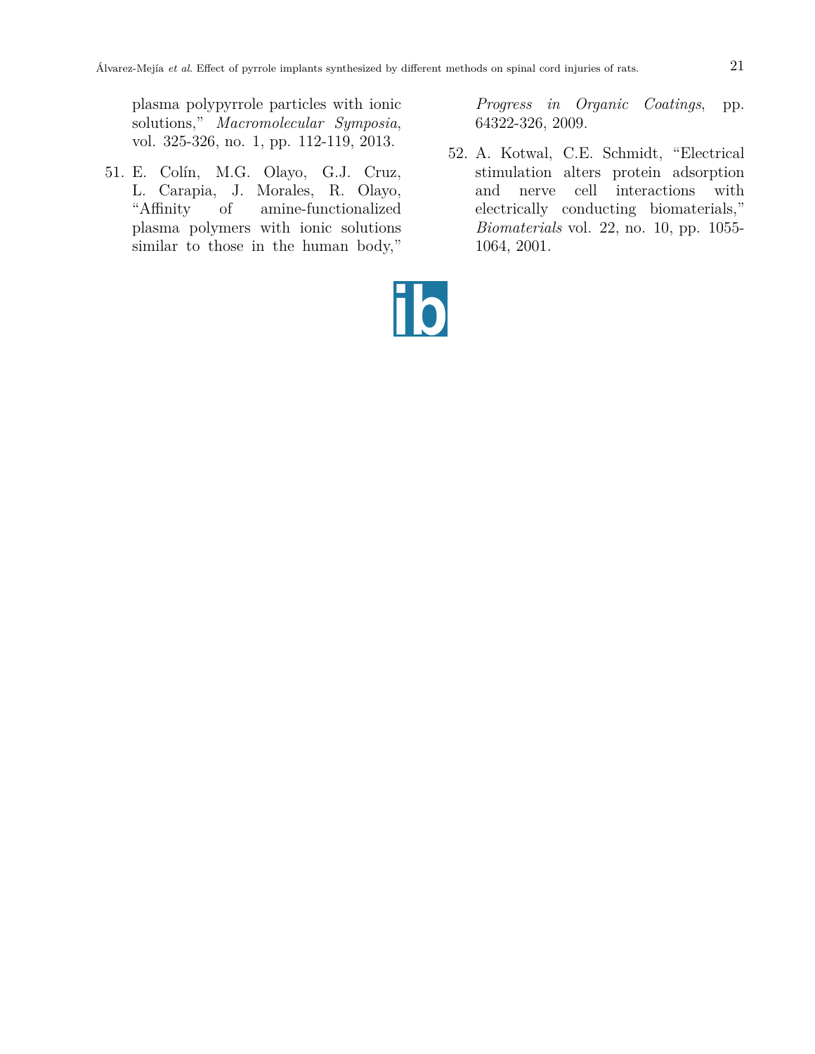plasma polypyrrole particles with ionic solutions," *Macromolecular Symposia*, vol. 325-326, no. 1, pp. 112-119, 2013.

51. E. Colín, M.G. Olayo, G.J. Cruz, L. Carapia, J. Morales, R. Olayo, "Affinity of amine-functionalized plasma polymers with ionic solutions similar to those in the human body," *Progress in Organic Coatings*, pp. 64322-326, 2009.

52. A. Kotwal, C.E. Schmidt, "Electrical stimulation alters protein adsorption and nerve cell interactions with electrically conducting biomaterials," *Biomaterials* vol. 22, no. 10, pp. 1055-1064, 2001.